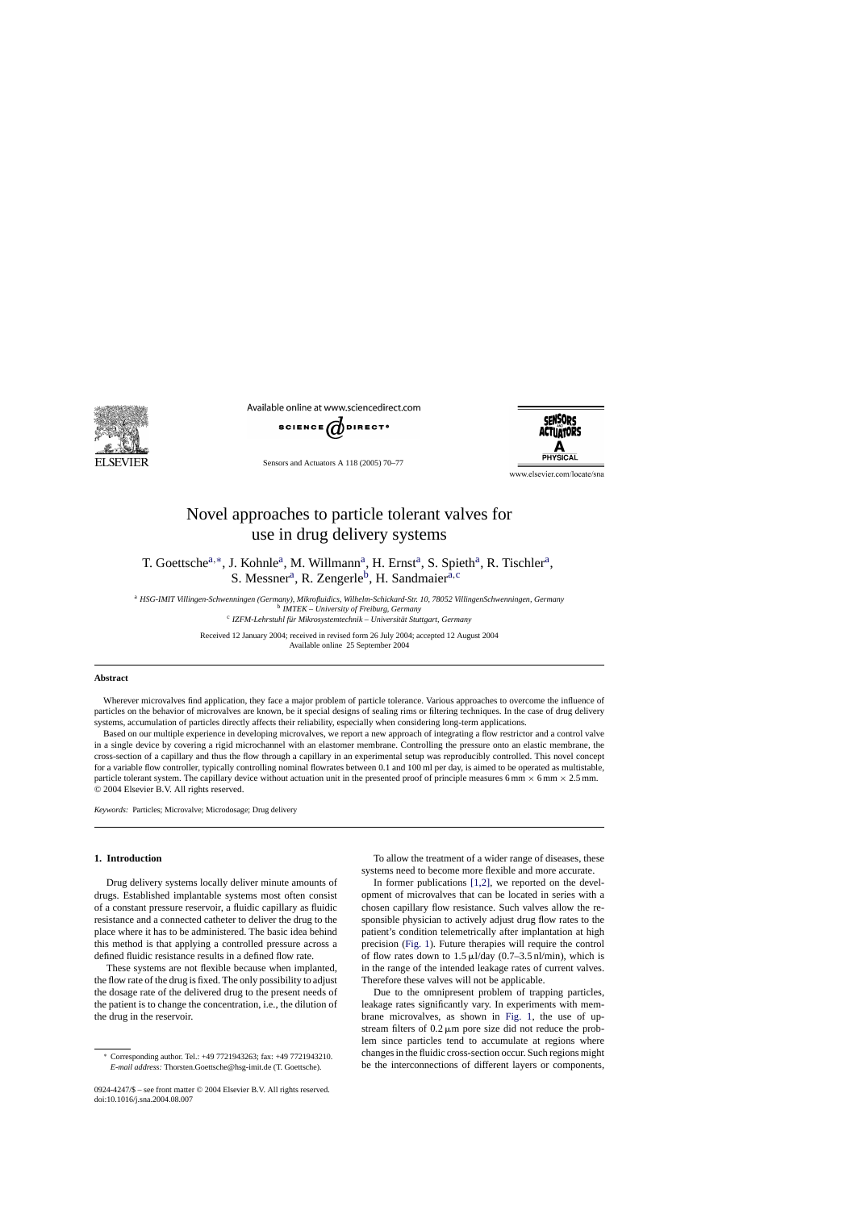# Novel approaches to particle tolerant valves for use in drug delivery systems

T. Goettsche[a,*], J. Kohnle[a], M. Willmann[a], H. Ernst[a], S. Spieth[a], R. Tischler[a], S. Messner[a], R. Zengerle[b], H. Sandmaier[a,c]

[a] *HSG-IMIT Villingen-Schwenningen (Germany), Mikrofluidics, Wilhelm-Schickard-Str. 10, 78052 VillingenSchwenningen, Germany*
[b] *IMTEK – University of Freiburg, Germany*
[c] *IZFM-Lehrstuhl für Mikrosystemtechnik – Universität Stuttgart, Germany*

Received 12 January 2004; received in revised form 26 July 2004; accepted 12 August 2004
Available online 25 September 2004

## Abstract

Wherever microvalves find application, they face a major problem of particle tolerance. Various approaches to overcome the influence of particles on the behavior of microvalves are known, be it special designs of sealing rims or filtering techniques. In the case of drug delivery systems, accumulation of particles directly affects their reliability, especially when considering long-term applications.

Based on our multiple experience in developing microvalves, we report a new approach of integrating a flow restrictor and a control valve in a single device by covering a rigid microchannel with an elastomer membrane. Controlling the pressure onto an elastic membrane, the cross-section of a capillary and thus the flow through a capillary in an experimental setup was reproducibly controlled. This novel concept for a variable flow controller, typically controlling nominal flowrates between 0.1 and 100 ml per day, is aimed to be operated as multistable, particle tolerant system. The capillary device without actuation unit in the presented proof of principle measures 6 mm × 6 mm × 2.5 mm.
© 2004 Elsevier B.V. All rights reserved.

*Keywords:* Particles; Microvalve; Microdosage; Drug delivery

## 1. Introduction

Drug delivery systems locally deliver minute amounts of drugs. Established implantable systems most often consist of a constant pressure reservoir, a fluidic capillary as fluidic resistance and a connected catheter to deliver the drug to the place where it has to be administered. The basic idea behind this method is that applying a controlled pressure across a defined fluidic resistance results in a defined flow rate.

These systems are not flexible because when implanted, the flow rate of the drug is fixed. The only possibility to adjust the dosage rate of the delivered drug to the present needs of the patient is to change the concentration, i.e., the dilution of the drug in the reservoir.

To allow the treatment of a wider range of diseases, these systems need to become more flexible and more accurate.

In former publications [1,2], we reported on the development of microvalves that can be located in series with a chosen capillary flow resistance. Such valves allow the responsible physician to actively adjust drug flow rates to the patient's condition telemetrically after implantation at high precision (Fig. 1). Future therapies will require the control of flow rates down to 1.5 μl/day (0.7–3.5 nl/min), which is in the range of the intended leakage rates of current valves. Therefore these valves will not be applicable.

Due to the omnipresent problem of trapping particles, leakage rates significantly vary. In experiments with membrane microvalves, as shown in Fig. 1, the use of upstream filters of 0.2 μm pore size did not reduce the problem since particles tend to accumulate at regions where changes in the fluidic cross-section occur. Such regions might be the interconnections of different layers or components,

---

\* Corresponding author. Tel.: +49 7721943263; fax: +49 7721943210.
*E-mail address:* Thorsten.Goettsche@hsg-imit.de (T. Goettsche).

0924-4247/$ – see front matter © 2004 Elsevier B.V. All rights reserved.
doi:10.1016/j.sna.2004.08.007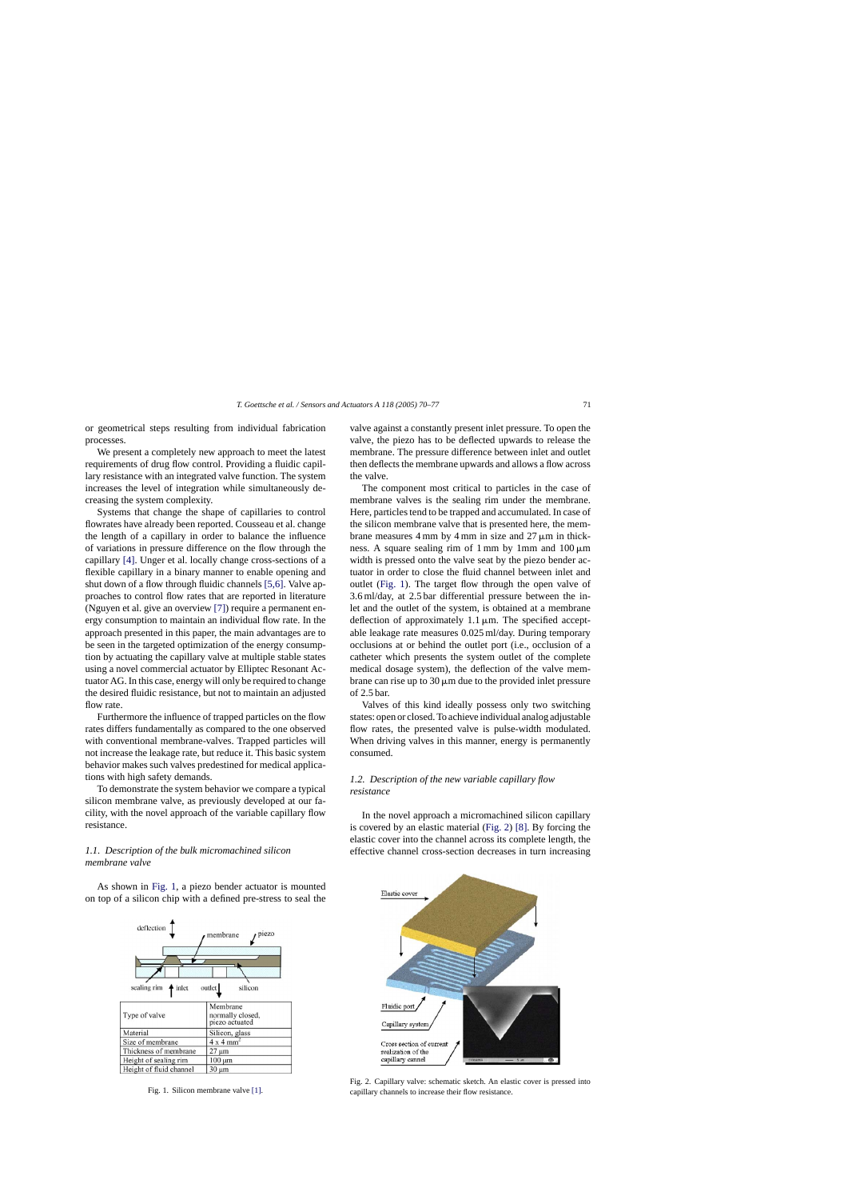or geometrical steps resulting from individual fabrication processes.

We present a completely new approach to meet the latest requirements of drug flow control. Providing a fluidic capillary resistance with an integrated valve function. The system increases the level of integration while simultaneously decreasing the system complexity.

Systems that change the shape of capillaries to control flowrates have already been reported. Cousseau et al. change the length of a capillary in order to balance the influence of variations in pressure difference on the flow through the capillary [4]. Unger et al. locally change cross-sections of a flexible capillary in a binary manner to enable opening and shut down of a flow through fluidic channels [5,6]. Valve approaches to control flow rates that are reported in literature (Nguyen et al. give an overview [7]) require a permanent energy consumption to maintain an individual flow rate. In the approach presented in this paper, the main advantages are to be seen in the targeted optimization of the energy consumption by actuating the capillary valve at multiple stable states using a novel commercial actuator by Elliptec Resonant Actuator AG. In this case, energy will only be required to change the desired fluidic resistance, but not to maintain an adjusted flow rate.

Furthermore the influence of trapped particles on the flow rates differs fundamentally as compared to the one observed with conventional membrane-valves. Trapped particles will not increase the leakage rate, but reduce it. This basic system behavior makes such valves predestined for medical applications with high safety demands.

To demonstrate the system behavior we compare a typical silicon membrane valve, as previously developed at our facility, with the novel approach of the variable capillary flow resistance.

### *1.1. Description of the bulk micromachined silicon membrane valve*

As shown in Fig. 1, a piezo bender actuator is mounted on top of a silicon chip with a defined pre-stress to seal the valve against a constantly present inlet pressure. To open the valve, the piezo has to be deflected upwards to release the membrane. The pressure difference between inlet and outlet then deflects the membrane upwards and allows a flow across the valve.

deflection
membrane
piezo
sealing rim
inlet
outlet
silicon

| Type of valve | Membrane normally closed, piezo actuated |
|---|---|
| Material | Silicon, glass |
| Size of membrane | 4 x 4 mm$^2$ |
| Thickness of membrane | 27 μm |
| Height of sealing rim | 100 μm |
| Height of fluid channel | 30 μm |

Fig. 1. Silicon membrane valve [1].

The component most critical to particles in the case of membrane valves is the sealing rim under the membrane. Here, particles tend to be trapped and accumulated. In case of the silicon membrane valve that is presented here, the membrane measures 4 mm by 4 mm in size and 27 μm in thickness. A square sealing rim of 1 mm by 1mm and 100 μm width is pressed onto the valve seat by the piezo bender actuator in order to close the fluid channel between inlet and outlet (Fig. 1). The target flow through the open valve of 3.6 ml/day, at 2.5 bar differential pressure between the inlet and the outlet of the system, is obtained at a membrane deflection of approximately 1.1 μm. The specified acceptable leakage rate measures 0.025 ml/day. During temporary occlusions at or behind the outlet port (i.e., occlusion of a catheter which presents the system outlet of the complete medical dosage system), the deflection of the valve membrane can rise up to 30 μm due to the provided inlet pressure of 2.5 bar.

Valves of this kind ideally possess only two switching states: open or closed. To achieve individual analog adjustable flow rates, the presented valve is pulse-width modulated. When driving valves in this manner, energy is permanently consumed.

### *1.2. Description of the new variable capillary flow resistance*

In the novel approach a micromachined silicon capillary is covered by an elastic material (Fig. 2) [8]. By forcing the elastic cover into the channel across its complete length, the effective channel cross-section decreases in turn increasing

Elastic cover
Fluidic port
Capillary system
Cross section of current realization of the capillary cannel

Fig. 2. Capillary valve: schematic sketch. An elastic cover is pressed into capillary channels to increase their flow resistance.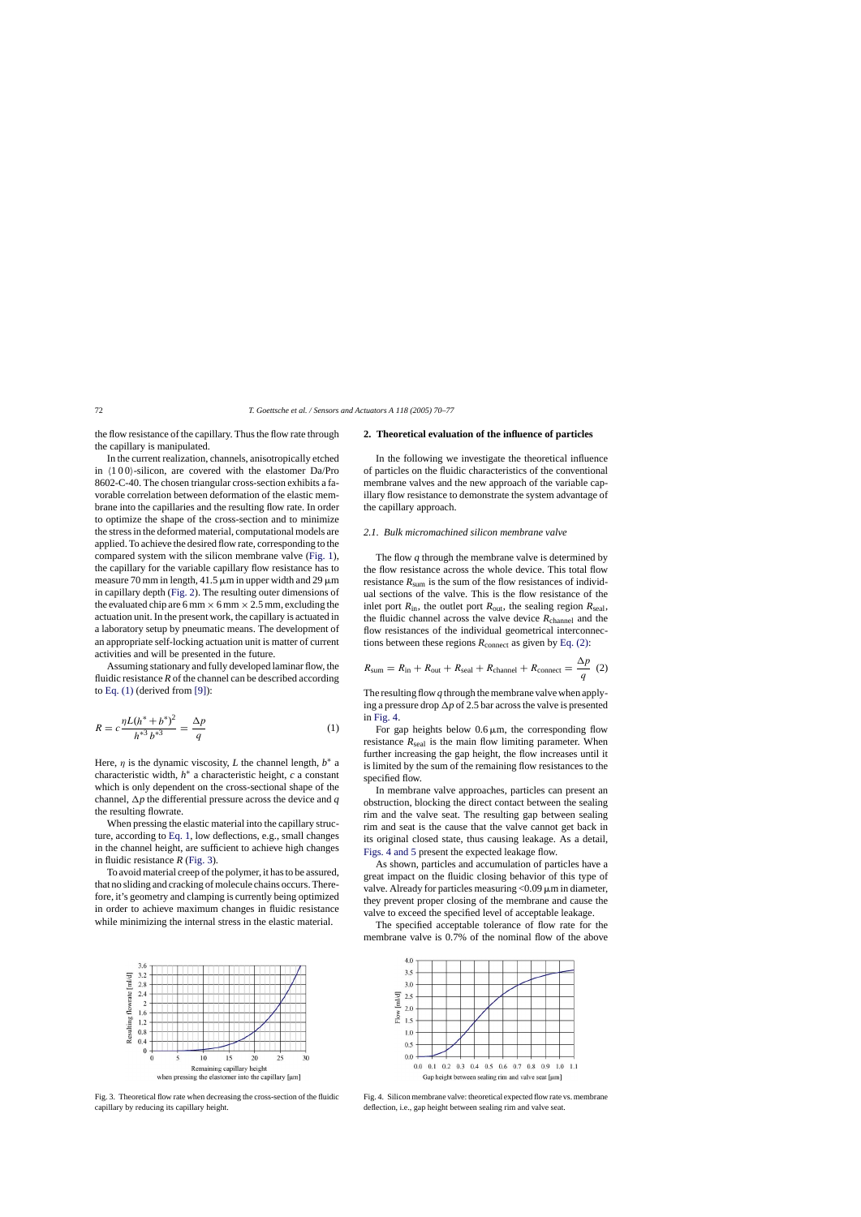the flow resistance of the capillary. Thus the flow rate through the capillary is manipulated.

In the current realization, channels, anisotropically etched in ⟨1 0 0⟩-silicon, are covered with the elastomer Da/Pro 8602-C-40. The chosen triangular cross-section exhibits a favorable correlation between deformation of the elastic membrane into the capillaries and the resulting flow rate. In order to optimize the shape of the cross-section and to minimize the stress in the deformed material, computational models are applied. To achieve the desired flow rate, corresponding to the compared system with the silicon membrane valve (Fig. 1), the capillary for the variable capillary flow resistance has to measure 70 mm in length, 41.5 μm in upper width and 29 μm in capillary depth (Fig. 2). The resulting outer dimensions of the evaluated chip are 6 mm × 6 mm × 2.5 mm, excluding the actuation unit. In the present work, the capillary is actuated in a laboratory setup by pneumatic means. The development of an appropriate self-locking actuation unit is matter of current activities and will be presented in the future.

Assuming stationary and fully developed laminar flow, the fluidic resistance $R$ of the channel can be described according to Eq. (1) (derived from [9]):

$$R = c\frac{\eta L(h^* + b^*)^2}{h^{*3} b^{*3}} = \frac{\Delta p}{q} \quad (1)$$

Here, $\eta$ is the dynamic viscosity, $L$ the channel length, $b^*$ a characteristic width, $h^*$ a characteristic height, $c$ a constant which is only dependent on the cross-sectional shape of the channel, $\Delta p$ the differential pressure across the device and $q$ the resulting flowrate.

When pressing the elastic material into the capillary structure, according to Eq. 1, low deflections, e.g., small changes in the channel height, are sufficient to achieve high changes in fluidic resistance $R$ (Fig. 3).

To avoid material creep of the polymer, it has to be assured, that no sliding and cracking of molecule chains occurs. Therefore, it's geometry and clamping is currently being optimized in order to achieve maximum changes in fluidic resistance while minimizing the internal stress in the elastic material.

Fig. 3. Theoretical flow rate when decreasing the cross-section of the fluidic capillary by reducing its capillary height.

## 2. Theoretical evaluation of the influence of particles

In the following we investigate the theoretical influence of particles on the fluidic characteristics of the conventional membrane valves and the new approach of the variable capillary flow resistance to demonstrate the system advantage of the capillary approach.

### 2.1. Bulk micromachined silicon membrane valve

The flow $q$ through the membrane valve is determined by the flow resistance across the whole device. This total flow resistance $R_{\text{sum}}$ is the sum of the flow resistances of individual sections of the valve. This is the flow resistance of the inlet port $R_{\text{in}}$, the outlet port $R_{\text{out}}$, the sealing region $R_{\text{seal}}$, the fluidic channel across the valve device $R_{\text{channel}}$ and the flow resistances of the individual geometrical interconnections between these regions $R_{\text{connect}}$ as given by Eq. (2):

$$R_{\text{sum}} = R_{\text{in}} + R_{\text{out}} + R_{\text{seal}} + R_{\text{channel}} + R_{\text{connect}} = \frac{\Delta p}{q} \quad (2)$$

The resulting flow $q$ through the membrane valve when applying a pressure drop $\Delta p$ of 2.5 bar across the valve is presented in Fig. 4.

For gap heights below 0.6 μm, the corresponding flow resistance $R_{\text{seal}}$ is the main flow limiting parameter. When further increasing the gap height, the flow increases until it is limited by the sum of the remaining flow resistances to the specified flow.

In membrane valve approaches, particles can present an obstruction, blocking the direct contact between the sealing rim and the valve seat. The resulting gap between sealing rim and seat is the cause that the valve cannot get back in its original closed state, thus causing leakage. As a detail, Figs. 4 and 5 present the expected leakage flow.

As shown, particles and accumulation of particles have a great impact on the fluidic closing behavior of this type of valve. Already for particles measuring <0.09 μm in diameter, they prevent proper closing of the membrane and cause the valve to exceed the specified level of acceptable leakage.

The specified acceptable tolerance of flow rate for the membrane valve is 0.7% of the nominal flow of the above

Fig. 4. Silicon membrane valve: theoretical expected flow rate vs. membrane deflection, i.e., gap height between sealing rim and valve seat.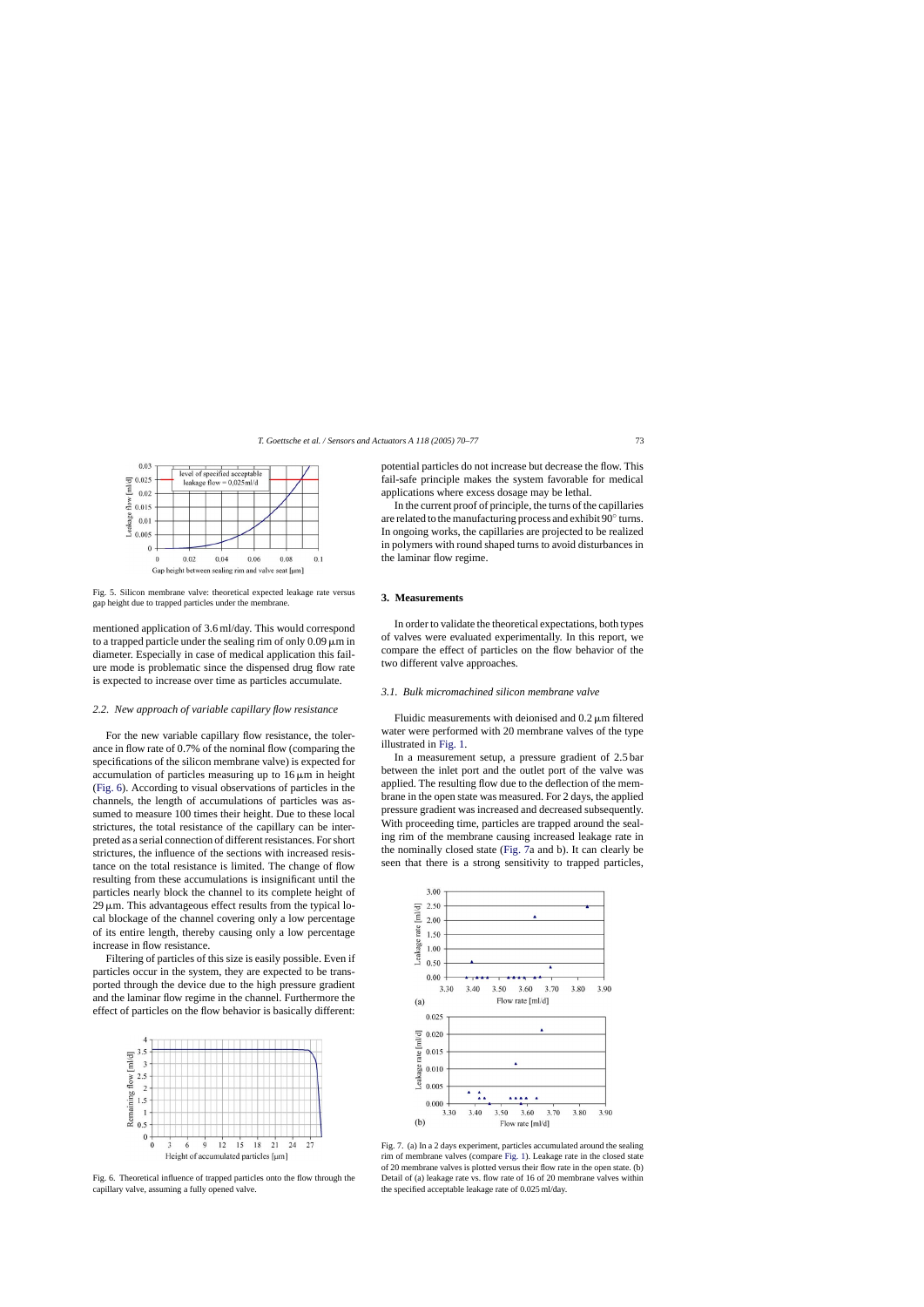Fig. 5. Silicon membrane valve: theoretical expected leakage rate versus gap height due to trapped particles under the membrane.

mentioned application of 3.6 ml/day. This would correspond to a trapped particle under the sealing rim of only 0.09 μm in diameter. Especially in case of medical application this failure mode is problematic since the dispensed drug flow rate is expected to increase over time as particles accumulate.

### 2.2. New approach of variable capillary flow resistance

For the new variable capillary flow resistance, the tolerance in flow rate of 0.7% of the nominal flow (comparing the specifications of the silicon membrane valve) is expected for accumulation of particles measuring up to 16 μm in height (Fig. 6). According to visual observations of particles in the channels, the length of accumulations of particles was assumed to measure 100 times their height. Due to these local strictures, the total resistance of the capillary can be interpreted as a serial connection of different resistances. For short strictures, the influence of the sections with increased resistance on the total resistance is limited. The change of flow resulting from these accumulations is insignificant until the particles nearly block the channel to its complete height of 29 μm. This advantageous effect results from the typical local blockage of the channel covering only a low percentage of its entire length, thereby causing only a low percentage increase in flow resistance.

Filtering of particles of this size is easily possible. Even if particles occur in the system, they are expected to be transported through the device due to the high pressure gradient and the laminar flow regime in the channel. Furthermore the effect of particles on the flow behavior is basically different:

Fig. 6. Theoretical influence of trapped particles onto the flow through the capillary valve, assuming a fully opened valve.

potential particles do not increase but decrease the flow. This fail-safe principle makes the system favorable for medical applications where excess dosage may be lethal.

In the current proof of principle, the turns of the capillaries are related to the manufacturing process and exhibit 90° turns. In ongoing works, the capillaries are projected to be realized in polymers with round shaped turns to avoid disturbances in the laminar flow regime.

## 3. Measurements

In order to validate the theoretical expectations, both types of valves were evaluated experimentally. In this report, we compare the effect of particles on the flow behavior of the two different valve approaches.

### 3.1. Bulk micromachined silicon membrane valve

Fluidic measurements with deionised and 0.2 μm filtered water were performed with 20 membrane valves of the type illustrated in Fig. 1.

In a measurement setup, a pressure gradient of 2.5 bar between the inlet port and the outlet port of the valve was applied. The resulting flow due to the deflection of the membrane in the open state was measured. For 2 days, the applied pressure gradient was increased and decreased subsequently. With proceeding time, particles are trapped around the sealing rim of the membrane causing increased leakage rate in the nominally closed state (Fig. 7a and b). It can clearly be seen that there is a strong sensitivity to trapped particles,

Fig. 7. (a) In a 2 days experiment, particles accumulated around the sealing rim of membrane valves (compare Fig. 1). Leakage rate in the closed state of 20 membrane valves is plotted versus their flow rate in the open state. (b) Detail of (a) leakage rate vs. flow rate of 16 of 20 membrane valves within the specified acceptable leakage rate of 0.025 ml/day.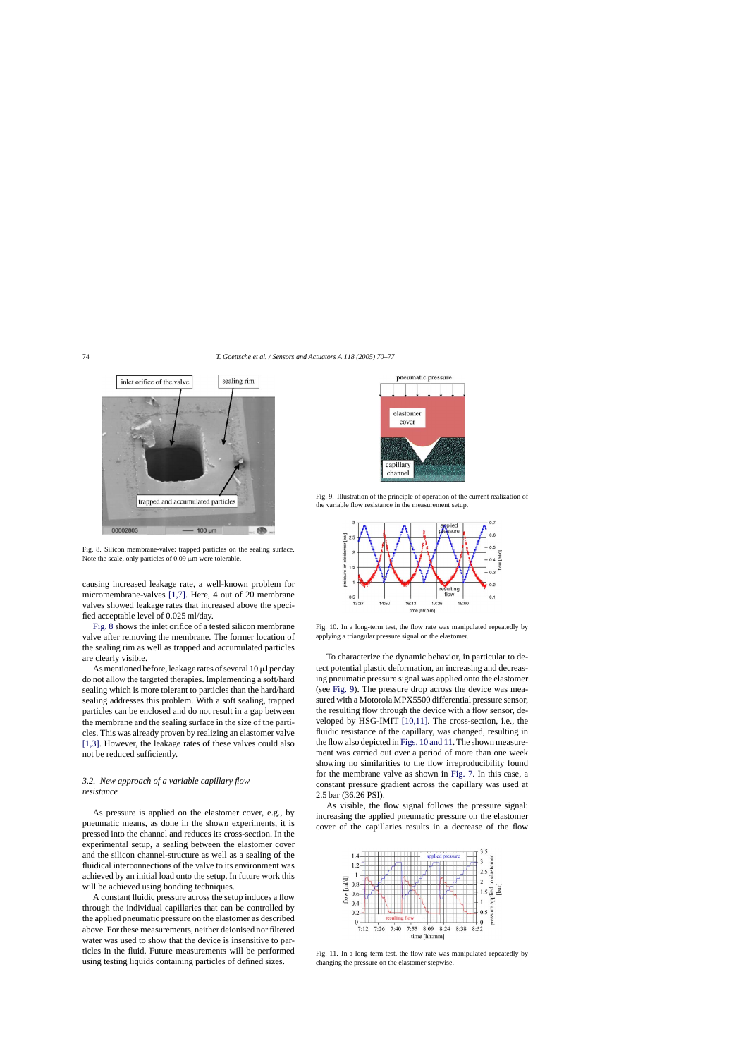Fig. 8. Silicon membrane-valve: trapped particles on the sealing surface. Note the scale, only particles of 0.09 μm were tolerable.

causing increased leakage rate, a well-known problem for micromembrane-valves [1,7]. Here, 4 out of 20 membrane valves showed leakage rates that increased above the specified acceptable level of 0.025 ml/day.

Fig. 8 shows the inlet orifice of a tested silicon membrane valve after removing the membrane. The former location of the sealing rim as well as trapped and accumulated particles are clearly visible.

As mentioned before, leakage rates of several 10 μl per day do not allow the targeted therapies. Implementing a soft/hard sealing which is more tolerant to particles than the hard/hard sealing addresses this problem. With a soft sealing, trapped particles can be enclosed and do not result in a gap between the membrane and the sealing surface in the size of the particles. This was already proven by realizing an elastomer valve [1,3]. However, the leakage rates of these valves could also not be reduced sufficiently.

### *3.2. New approach of a variable capillary flow resistance*

As pressure is applied on the elastomer cover, e.g., by pneumatic means, as done in the shown experiments, it is pressed into the channel and reduces its cross-section. In the experimental setup, a sealing between the elastomer cover and the silicon channel-structure as well as a sealing of the fluidical interconnections of the valve to its environment was achieved by an initial load onto the setup. In future work this will be achieved using bonding techniques.

A constant fluidic pressure across the setup induces a flow through the individual capillaries that can be controlled by the applied pneumatic pressure on the elastomer as described above. For these measurements, neither deionised nor filtered water was used to show that the device is insensitive to particles in the fluid. Future measurements will be performed using testing liquids containing particles of defined sizes.

Fig. 9. Illustration of the principle of operation of the current realization of the variable flow resistance in the measurement setup.

Fig. 10. In a long-term test, the flow rate was manipulated repeatedly by applying a triangular pressure signal on the elastomer.

To characterize the dynamic behavior, in particular to detect potential plastic deformation, an increasing and decreasing pneumatic pressure signal was applied onto the elastomer (see Fig. 9). The pressure drop across the device was measured with a Motorola MPX5500 differential pressure sensor, the resulting flow through the device with a flow sensor, developed by HSG-IMIT [10,11]. The cross-section, i.e., the fluidic resistance of the capillary, was changed, resulting in the flow also depicted in Figs. 10 and 11. The shown measurement was carried out over a period of more than one week showing no similarities to the flow irreproducibility found for the membrane valve as shown in Fig. 7. In this case, a constant pressure gradient across the capillary was used at 2.5 bar (36.26 PSI).

As visible, the flow signal follows the pressure signal: increasing the applied pneumatic pressure on the elastomer cover of the capillaries results in a decrease of the flow

Fig. 11. In a long-term test, the flow rate was manipulated repeatedly by changing the pressure on the elastomer stepwise.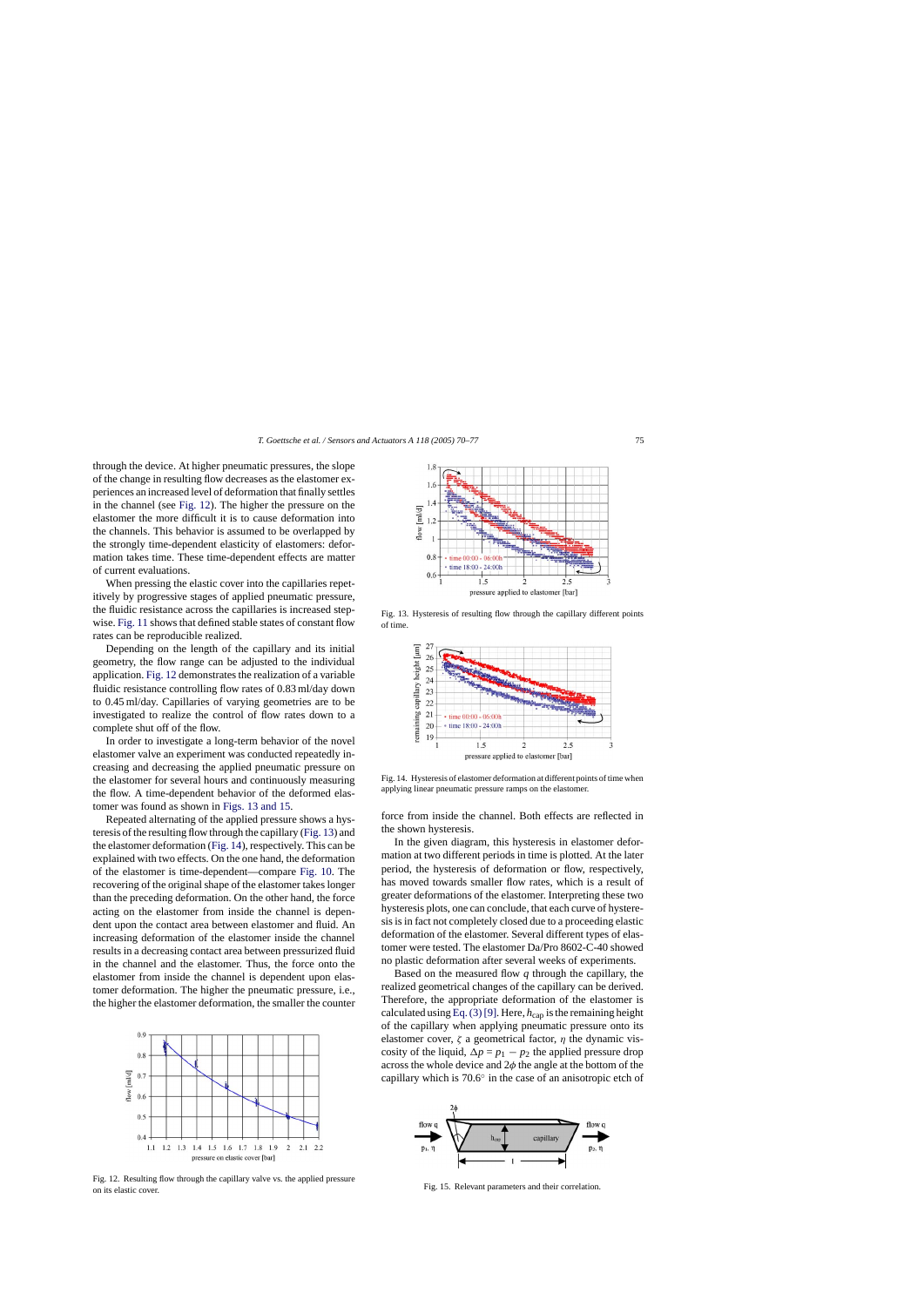through the device. At higher pneumatic pressures, the slope of the change in resulting flow decreases as the elastomer experiences an increased level of deformation that finally settles in the channel (see Fig. 12). The higher the pressure on the elastomer the more difficult it is to cause deformation into the channels. This behavior is assumed to be overlapped by the strongly time-dependent elasticity of elastomers: deformation takes time. These time-dependent effects are matter of current evaluations.

When pressing the elastic cover into the capillaries repetitively by progressive stages of applied pneumatic pressure, the fluidic resistance across the capillaries is increased stepwise. Fig. 11 shows that defined stable states of constant flow rates can be reproducible realized.

Depending on the length of the capillary and its initial geometry, the flow range can be adjusted to the individual application. Fig. 12 demonstrates the realization of a variable fluidic resistance controlling flow rates of 0.83 ml/day down to 0.45 ml/day. Capillaries of varying geometries are to be investigated to realize the control of flow rates down to a complete shut off of the flow.

In order to investigate a long-term behavior of the novel elastomer valve an experiment was conducted repeatedly increasing and decreasing the applied pneumatic pressure on the elastomer for several hours and continuously measuring the flow. A time-dependent behavior of the deformed elastomer was found as shown in Figs. 13 and 15.

Repeated alternating of the applied pressure shows a hysteresis of the resulting flow through the capillary (Fig. 13) and the elastomer deformation (Fig. 14), respectively. This can be explained with two effects. On the one hand, the deformation of the elastomer is time-dependent—compare Fig. 10. The recovering of the original shape of the elastomer takes longer than the preceding deformation. On the other hand, the force acting on the elastomer from inside the channel is dependent upon the contact area between elastomer and fluid. An increasing deformation of the elastomer inside the channel results in a decreasing contact area between pressurized fluid in the channel and the elastomer. Thus, the force onto the elastomer from inside the channel is dependent upon elastomer deformation. The higher the pneumatic pressure, i.e., the higher the elastomer deformation, the smaller the counter force from inside the channel. Both effects are reflected in the shown hysteresis.

Fig. 12. Resulting flow through the capillary valve vs. the applied pressure on its elastic cover.

Fig. 13. Hysteresis of resulting flow through the capillary different points of time.

Fig. 14. Hysteresis of elastomer deformation at different points of time when applying linear pneumatic pressure ramps on the elastomer.

In the given diagram, this hysteresis in elastomer deformation at two different periods in time is plotted. At the later period, the hysteresis of deformation or flow, respectively, has moved towards smaller flow rates, which is a result of greater deformations of the elastomer. Interpreting these two hysteresis plots, one can conclude, that each curve of hysteresis is in fact not completely closed due to a proceeding elastic deformation of the elastomer. Several different types of elastomer were tested. The elastomer Da/Pro 8602-C-40 showed no plastic deformation after several weeks of experiments.

Based on the measured flow $q$ through the capillary, the realized geometrical changes of the capillary can be derived. Therefore, the appropriate deformation of the elastomer is calculated using Eq. (3) [9]. Here, $h_{cap}$ is the remaining height of the capillary when applying pneumatic pressure onto its elastomer cover, $\zeta$ a geometrical factor, $\eta$ the dynamic viscosity of the liquid, $\Delta p = p_1 - p_2$ the applied pressure drop across the whole device and $2\phi$ the angle at the bottom of the capillary which is 70.6° in the case of an anisotropic etch of

Fig. 15. Relevant parameters and their correlation.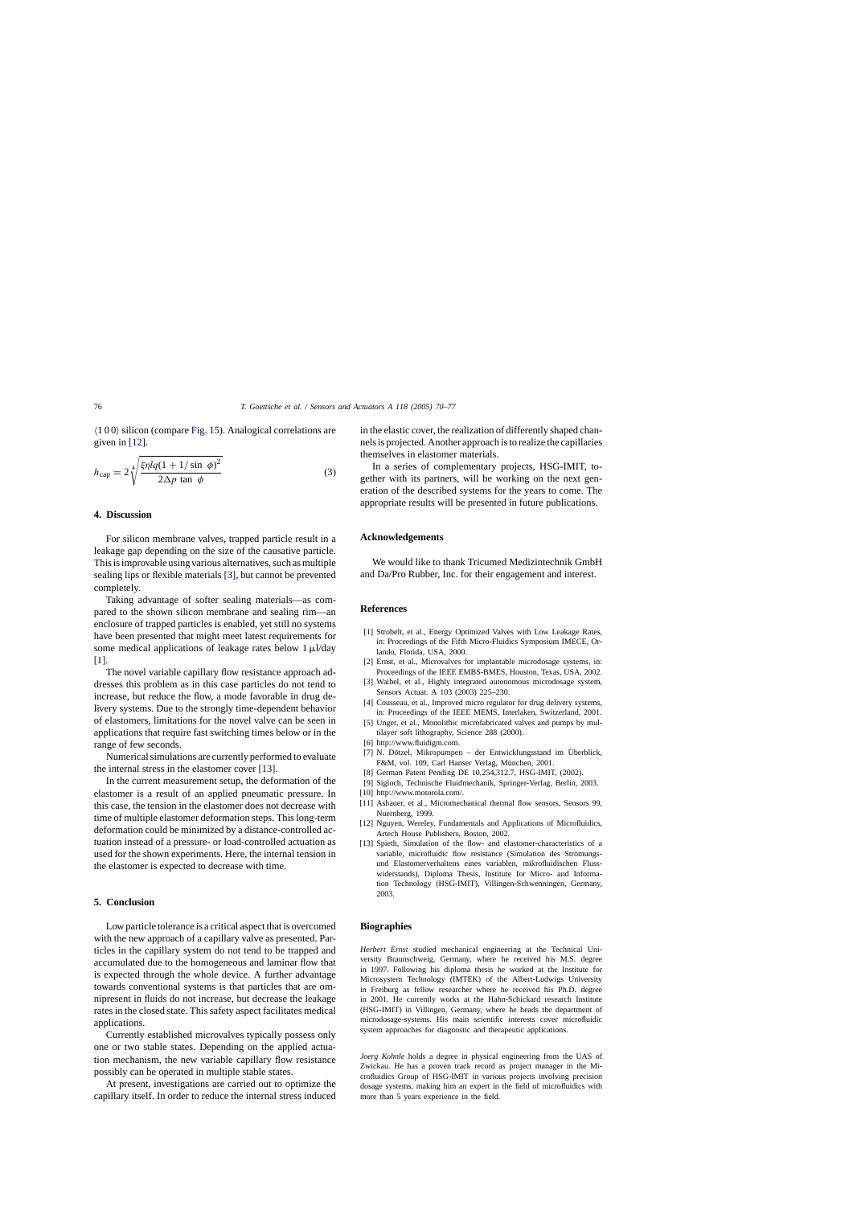⟨1 0 0⟩ silicon (compare Fig. 15). Analogical correlations are given in [12].

$$h_{\text{cap}} = 2\sqrt[4]{\frac{\xi\eta l q(1 + 1/\sin\ \phi)^2}{2\Delta p\ \tan\ \phi}} \tag{3}$$

## 4. Discussion

For silicon membrane valves, trapped particle result in a leakage gap depending on the size of the causative particle. This is improvable using various alternatives, such as multiple sealing lips or flexible materials [3], but cannot be prevented completely.

Taking advantage of softer sealing materials—as compared to the shown silicon membrane and sealing rim—an enclosure of trapped particles is enabled, yet still no systems have been presented that might meet latest requirements for some medical applications of leakage rates below 1 μl/day [1].

The novel variable capillary flow resistance approach addresses this problem as in this case particles do not tend to increase, but reduce the flow, a mode favorable in drug delivery systems. Due to the strongly time-dependent behavior of elastomers, limitations for the novel valve can be seen in applications that require fast switching times below or in the range of few seconds.

Numerical simulations are currently performed to evaluate the internal stress in the elastomer cover [13].

In the current measurement setup, the deformation of the elastomer is a result of an applied pneumatic pressure. In this case, the tension in the elastomer does not decrease with time of multiple elastomer deformation steps. This long-term deformation could be minimized by a distance-controlled actuation instead of a pressure- or load-controlled actuation as used for the shown experiments. Here, the internal tension in the elastomer is expected to decrease with time.

## 5. Conclusion

Low particle tolerance is a critical aspect that is overcomed with the new approach of a capillary valve as presented. Particles in the capillary system do not tend to be trapped and accumulated due to the homogeneous and laminar flow that is expected through the whole device. A further advantage towards conventional systems is that particles that are omnipresent in fluids do not increase, but decrease the leakage rates in the closed state. This safety aspect facilitates medical applications.

Currently established microvalves typically possess only one or two stable states. Depending on the applied actuation mechanism, the new variable capillary flow resistance possibly can be operated in multiple stable states.

At present, investigations are carried out to optimize the capillary itself. In order to reduce the internal stress induced in the elastic cover, the realization of differently shaped channels is projected. Another approach is to realize the capillaries themselves in elastomer materials.

In a series of complementary projects, HSG-IMIT, together with its partners, will be working on the next generation of the described systems for the years to come. The appropriate results will be presented in future publications.

## Acknowledgements

We would like to thank Tricumed Medizintechnik GmbH and Da/Pro Rubber, Inc. for their engagement and interest.

## References

[1] Strobelt, et al., Energy Optimized Valves with Low Leakage Rates, in: Proceedings of the Fifth Micro-Fluidics Symposium IMECE, Orlando, Florida, USA, 2000.

[2] Ernst, et al., Microvalves for implantable microdosage systems, in: Proceedings of the IEEE EMBS-BMES, Houston, Texas, USA, 2002.

[3] Waibel, et al., Highly integrated autonomous microdosage system, Sensors Actuat. A 103 (2003) 225–230.

[4] Cousseau, et al., Improved micro regulator for drug delivery systems, in: Proceedings of the IEEE MEMS, Interlaken, Switzerland, 2001.

[5] Unger, et al., Monolithic microfabricated valves and pumps by multilayer soft lithography, Science 288 (2000).

[6] http://www.fluidigm.com.

[7] N. Dötzel, Mikropumpen – der Entwicklungsstand im Überblick, F&M, vol. 109, Carl Hanser Verlag, München, 2001.

[8] German Patent Pending DE 10,254,312.7, HSG-IMIT, (2002).

[9] Sigloch, Technische Fluidmechanik, Springer-Verlag, Berlin, 2003.

[10] http://www.motorola.com/.

[11] Ashauer, et al., Micromechanical thermal flow sensors, Sensors 99, Nuernberg, 1999.

[12] Nguyen, Wereley, Fundamentals and Applications of Microfluidics, Artech House Publishers, Boston, 2002.

[13] Spieth, Simulation of the flow- and elastomer-characteristics of a variable, microfluidic flow resistance (Simulation des Strömungs- und Elastomerverhaltens eines variablen, mikrofluidischen Flusswiderstands), Diploma Thesis, Institute for Micro- and Information Technology (HSG-IMIT), Villingen-Schwenningen, Germany, 2003.

## Biographies

*Herbert Ernst* studied mechanical engineering at the Technical University Braunschweig, Germany, where he received his M.S. degree in 1997. Following his diploma thesis he worked at the Institute for Microsystem Technology (IMTEK) of the Albert-Ludwigs University in Freiburg as fellow researcher where he received his Ph.D. degree in 2001. He currently works at the Hahn-Schickard research Institute (HSG-IMIT) in Villingen, Germany, where he heads the department of microdosage-systems. His main scientific interests cover microfluidic system approaches for diagnostic and therapeutic applications.

*Joerg Kohnle* holds a degree in physical engineering from the UAS of Zwickau. He has a proven track record as project manager in the Microfluidics Group of HSG-IMIT in various projects involving precision dosage systems, making him an expert in the field of microfluidics with more than 5 years experience in the field.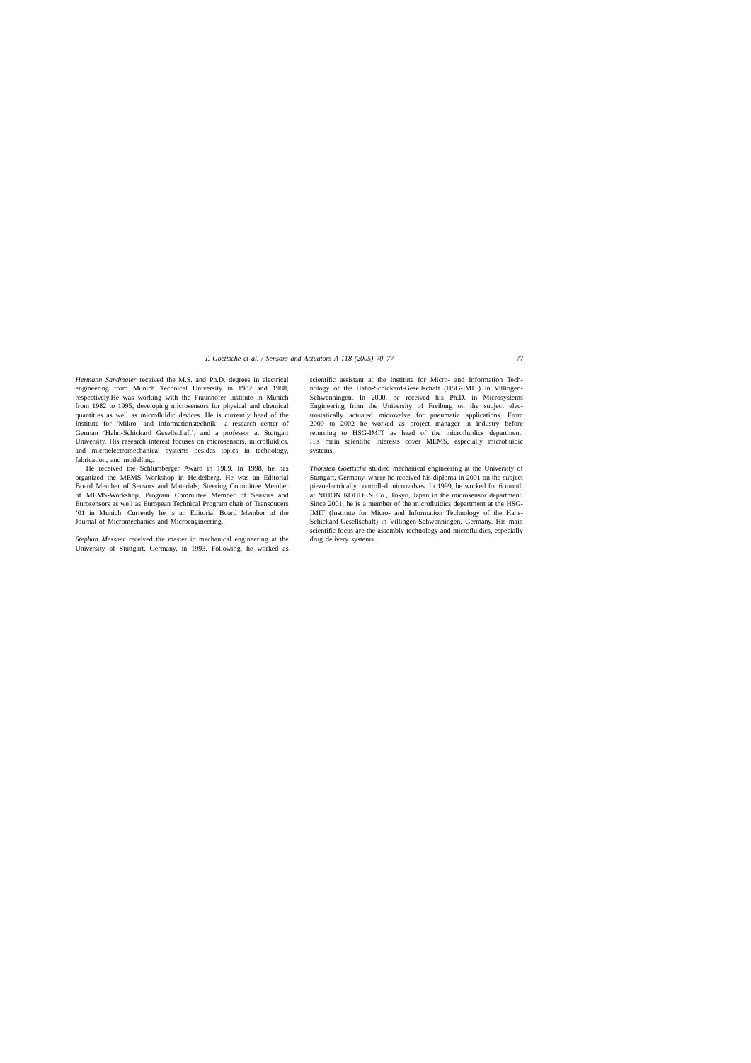*Hermann Sandmaier* received the M.S. and Ph.D. degrees in electrical engineering from Munich Technical University in 1982 and 1988, respectively.He was working with the Fraunhofer Institute in Munich from 1982 to 1995, developing microsensors for physical and chemical quantities as well as microfluidic devices. He is currently head of the Institute for 'Mikro- and Informationstechnik', a research center of German 'Hahn-Schickard Gesellschaft', and a professor at Stuttgart University. His research interest focuses on microsensors, microfluidics, and microelectromechanical systems besides topics in technology, fabrication, and modelling.

He received the Schlumberger Award in 1989. In 1998, he has organized the MEMS Workshop in Heidelberg. He was an Editorial Board Member of Sensors and Materials, Steering Committee Member of MEMS-Workshop, Program Committee Member of Sensors and Eurosensors as well as European Technical Program chair of Transducers '01 in Munich. Currently he is an Editorial Board Member of the Journal of Micromechanics and Microengineering.

*Stephan Messner* received the master in mechanical engineering at the University of Stuttgart, Germany, in 1993. Following, he worked as scientific assistant at the Institute for Micro- and Information Technology of the Hahn-Schickard-Gesellschaft (HSG-IMIT) in Villingen-Schwenningen. In 2000, he received his Ph.D. in Microsystems Engineering from the University of Freiburg on the subject electrostatically actuated microvalve for pneumatic applications. From 2000 to 2002 he worked as project manager in industry before returning to HSG-IMIT as head of the microfluidics department. His main scientific interests cover MEMS, especially microfluidic systems.

*Thorsten Goettsche* studied mechanical engineering at the University of Stuttgart, Germany, where he received his diploma in 2001 on the subject piezoelectrically controlled microvalves. In 1999, he worked for 6 month at NIHON KOHDEN Co., Tokyo, Japan in the microsensor department. Since 2001, he is a member of the microfluidics department at the HSG-IMIT (Institute for Micro- and Information Technology of the Hahs-Schickard-Gesellschaft) in Villingen-Schwenningen, Germany. His main scientific focus are the assembly technology and microfluidics, especially drug delivery systems.